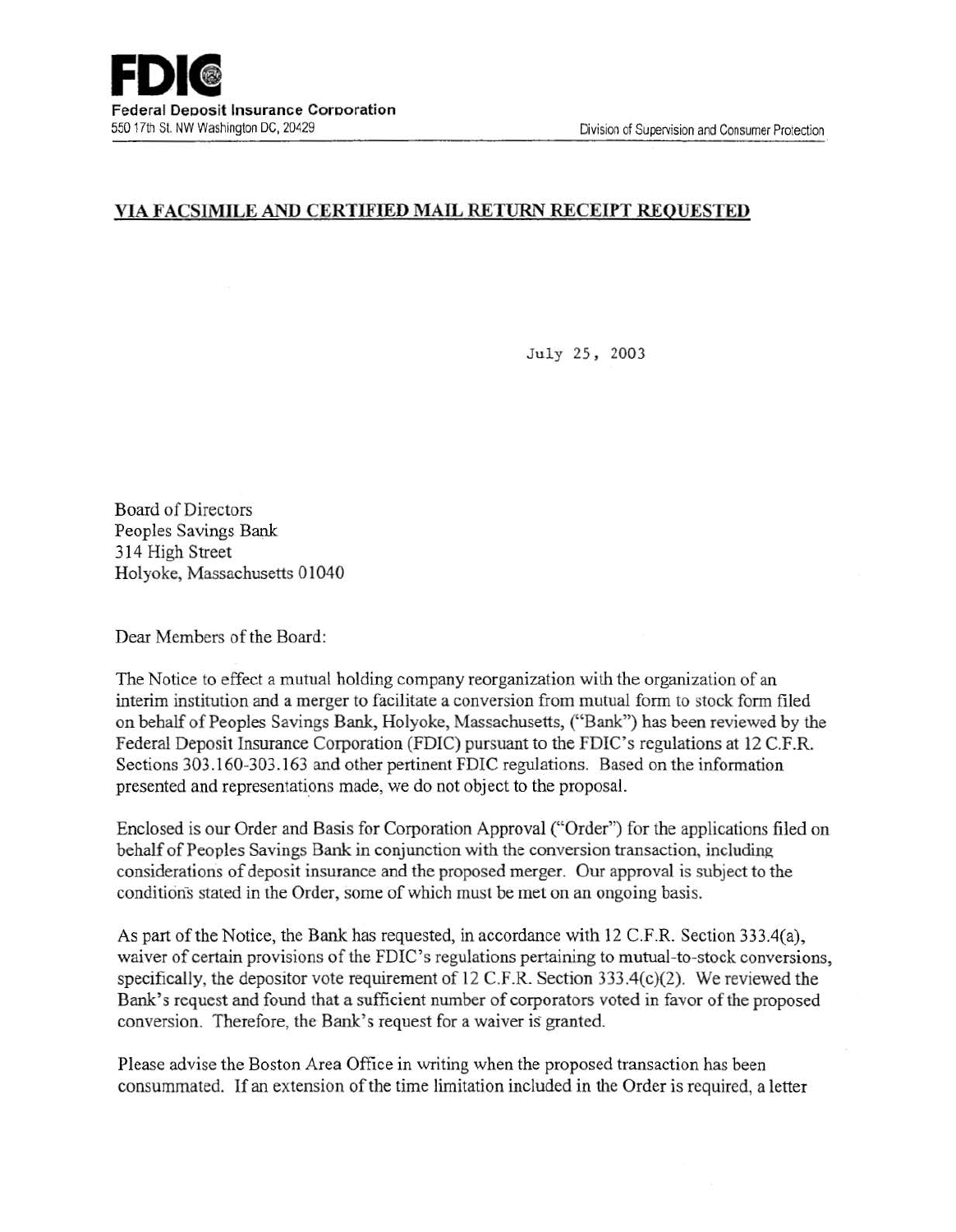**FDIC**
**Federal Deposit Insurance Corporation**
550 17th St. NW Washington DC, 20429

Division of Supervision and Consumer Protection

**VIA FACSIMILE AND CERTIFIED MAIL RETURN RECEIPT REQUESTED**

July 25, 2003

Board of Directors
Peoples Savings Bank
314 High Street
Holyoke, Massachusetts 01040

Dear Members of the Board:

The Notice to effect a mutual holding company reorganization with the organization of an interim institution and a merger to facilitate a conversion from mutual form to stock form filed on behalf of Peoples Savings Bank, Holyoke, Massachusetts, ("Bank") has been reviewed by the Federal Deposit Insurance Corporation (FDIC) pursuant to the FDIC's regulations at 12 C.F.R. Sections 303.160-303.163 and other pertinent FDIC regulations. Based on the information presented and representations made, we do not object to the proposal.

Enclosed is our Order and Basis for Corporation Approval ("Order") for the applications filed on behalf of Peoples Savings Bank in conjunction with the conversion transaction, including considerations of deposit insurance and the proposed merger. Our approval is subject to the conditions stated in the Order, some of which must be met on an ongoing basis.

As part of the Notice, the Bank has requested, in accordance with 12 C.F.R. Section 333.4(a), waiver of certain provisions of the FDIC's regulations pertaining to mutual-to-stock conversions, specifically, the depositor vote requirement of 12 C.F.R. Section 333.4(c)(2). We reviewed the Bank's request and found that a sufficient number of corporators voted in favor of the proposed conversion. Therefore, the Bank's request for a waiver is granted.

Please advise the Boston Area Office in writing when the proposed transaction has been consummated. If an extension of the time limitation included in the Order is required, a letter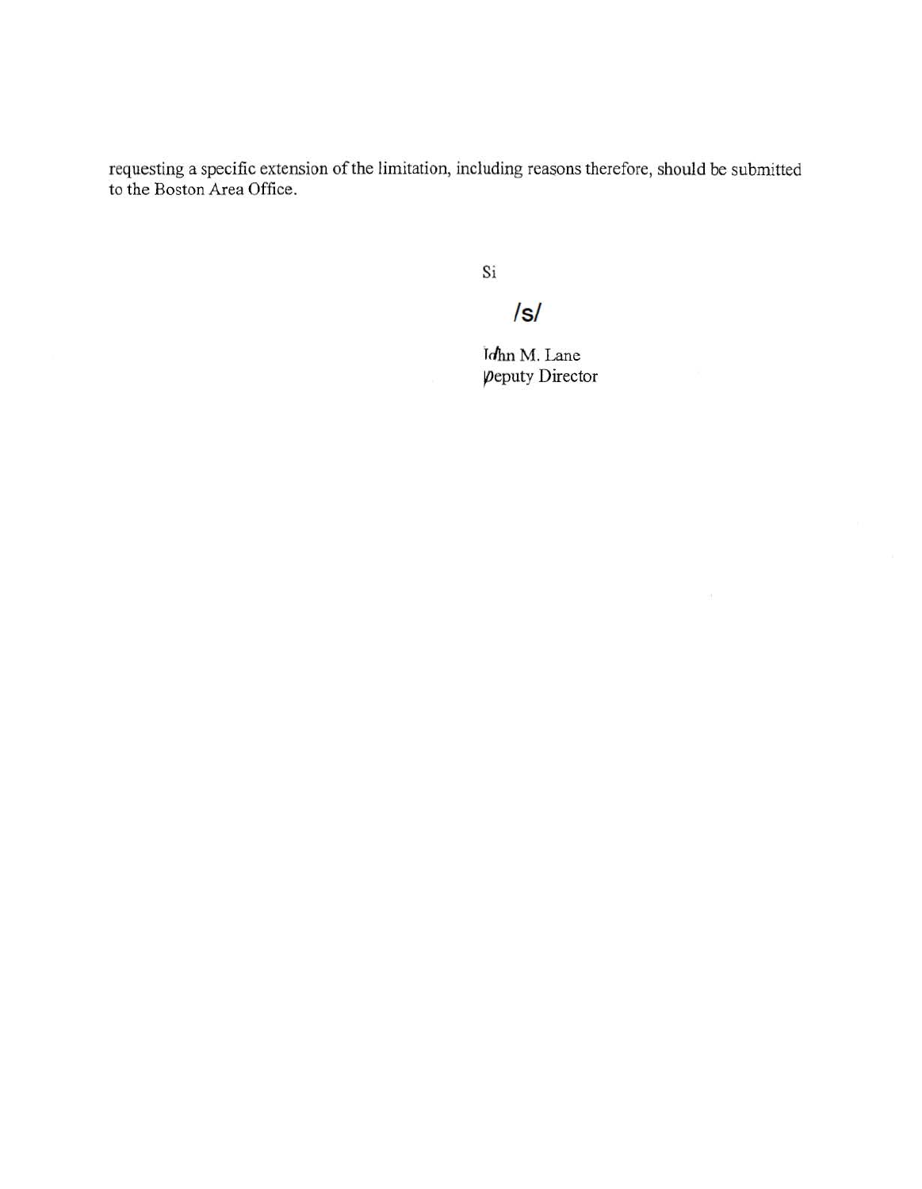requesting a specific extension of the limitation, including reasons therefore, should be submitted to the Boston Area Office.

Si

/s/

John M. Lane
Deputy Director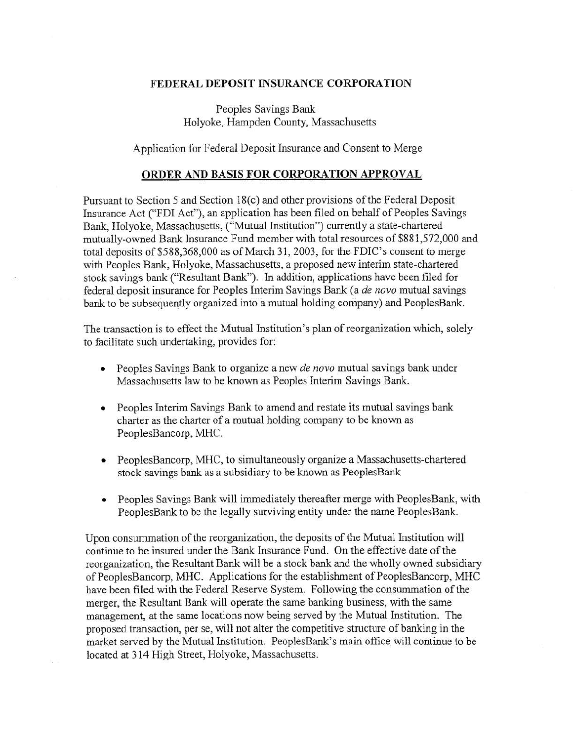**FEDERAL DEPOSIT INSURANCE CORPORATION**

Peoples Savings Bank
Holyoke, Hampden County, Massachusetts

Application for Federal Deposit Insurance and Consent to Merge

## ORDER AND BASIS FOR CORPORATION APPROVAL

Pursuant to Section 5 and Section 18(c) and other provisions of the Federal Deposit Insurance Act ("FDI Act"), an application has been filed on behalf of Peoples Savings Bank, Holyoke, Massachusetts, ("Mutual Institution") currently a state-chartered mutually-owned Bank Insurance Fund member with total resources of $881,572,000 and total deposits of $588,368,000 as of March 31, 2003, for the FDIC's consent to merge with Peoples Bank, Holyoke, Massachusetts, a proposed new interim state-chartered stock savings bank ("Resultant Bank"). In addition, applications have been filed for federal deposit insurance for Peoples Interim Savings Bank (a *de novo* mutual savings bank to be subsequently organized into a mutual holding company) and PeoplesBank.

The transaction is to effect the Mutual Institution's plan of reorganization which, solely to facilitate such undertaking, provides for:

- Peoples Savings Bank to organize a new *de novo* mutual savings bank under Massachusetts law to be known as Peoples Interim Savings Bank.
- Peoples Interim Savings Bank to amend and restate its mutual savings bank charter as the charter of a mutual holding company to be known as PeoplesBancorp, MHC.
- PeoplesBancorp, MHC, to simultaneously organize a Massachusetts-chartered stock savings bank as a subsidiary to be known as PeoplesBank
- Peoples Savings Bank will immediately thereafter merge with PeoplesBank, with PeoplesBank to be the legally surviving entity under the name PeoplesBank.

Upon consummation of the reorganization, the deposits of the Mutual Institution will continue to be insured under the Bank Insurance Fund. On the effective date of the reorganization, the Resultant Bank will be a stock bank and the wholly owned subsidiary of PeoplesBancorp, MHC. Applications for the establishment of PeoplesBancorp, MHC have been filed with the Federal Reserve System. Following the consummation of the merger, the Resultant Bank will operate the same banking business, with the same management, at the same locations now being served by the Mutual Institution. The proposed transaction, per se, will not alter the competitive structure of banking in the market served by the Mutual Institution. PeoplesBank's main office will continue to be located at 314 High Street, Holyoke, Massachusetts.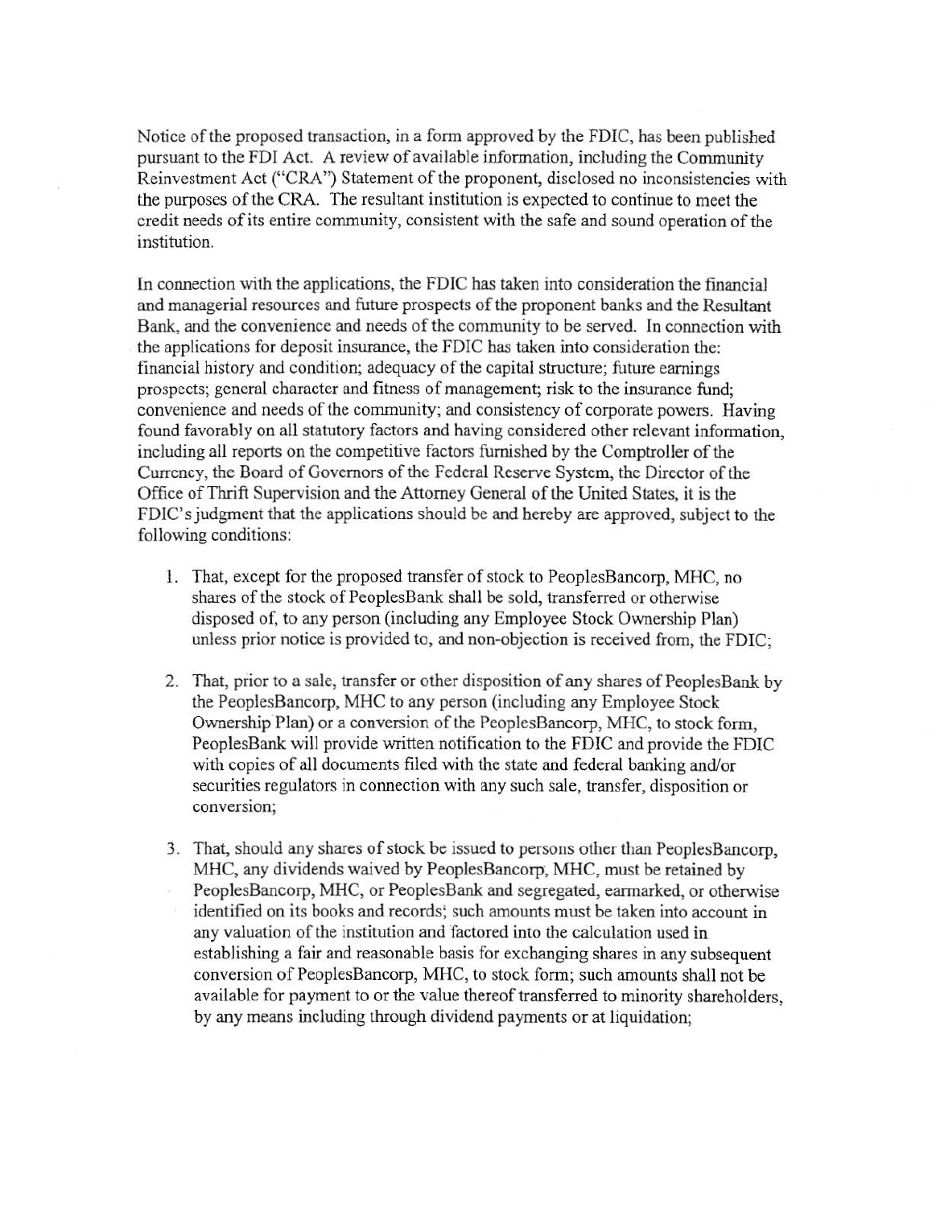Notice of the proposed transaction, in a form approved by the FDIC, has been published pursuant to the FDI Act. A review of available information, including the Community Reinvestment Act ("CRA") Statement of the proponent, disclosed no inconsistencies with the purposes of the CRA. The resultant institution is expected to continue to meet the credit needs of its entire community, consistent with the safe and sound operation of the institution.

In connection with the applications, the FDIC has taken into consideration the financial and managerial resources and future prospects of the proponent banks and the Resultant Bank, and the convenience and needs of the community to be served. In connection with the applications for deposit insurance, the FDIC has taken into consideration the: financial history and condition; adequacy of the capital structure; future earnings prospects; general character and fitness of management; risk to the insurance fund; convenience and needs of the community; and consistency of corporate powers. Having found favorably on all statutory factors and having considered other relevant information, including all reports on the competitive factors furnished by the Comptroller of the Currency, the Board of Governors of the Federal Reserve System, the Director of the Office of Thrift Supervision and the Attorney General of the United States, it is the FDIC's judgment that the applications should be and hereby are approved, subject to the following conditions:

1. That, except for the proposed transfer of stock to PeoplesBancorp, MHC, no shares of the stock of PeoplesBank shall be sold, transferred or otherwise disposed of, to any person (including any Employee Stock Ownership Plan) unless prior notice is provided to, and non-objection is received from, the FDIC;

2. That, prior to a sale, transfer or other disposition of any shares of PeoplesBank by the PeoplesBancorp, MHC to any person (including any Employee Stock Ownership Plan) or a conversion of the PeoplesBancorp, MHC, to stock form, PeoplesBank will provide written notification to the FDIC and provide the FDIC with copies of all documents filed with the state and federal banking and/or securities regulators in connection with any such sale, transfer, disposition or conversion;

3. That, should any shares of stock be issued to persons other than PeoplesBancorp, MHC, any dividends waived by PeoplesBancorp, MHC, must be retained by PeoplesBancorp, MHC, or PeoplesBank and segregated, earmarked, or otherwise identified on its books and records; such amounts must be taken into account in any valuation of the institution and factored into the calculation used in establishing a fair and reasonable basis for exchanging shares in any subsequent conversion of PeoplesBancorp, MHC, to stock form; such amounts shall not be available for payment to or the value thereof transferred to minority shareholders, by any means including through dividend payments or at liquidation;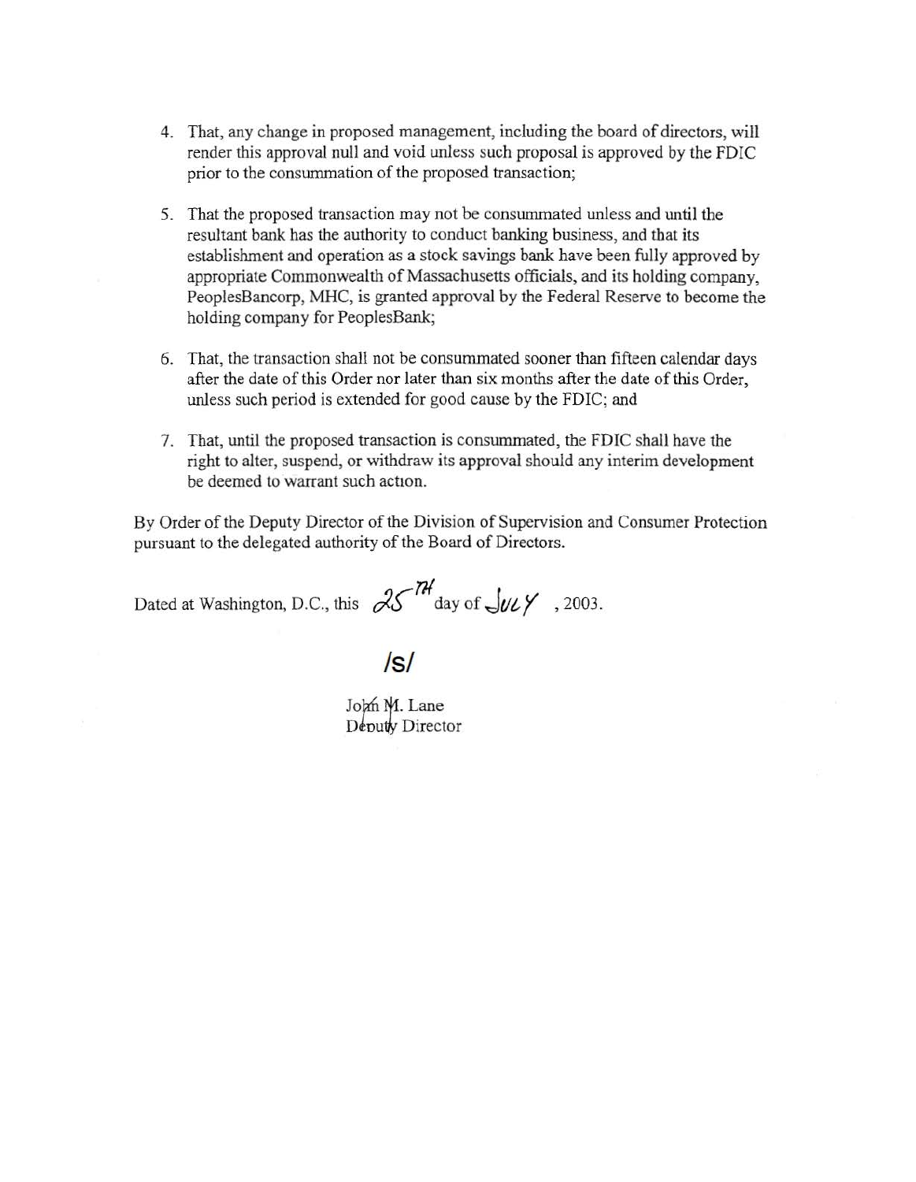4. That, any change in proposed management, including the board of directors, will render this approval null and void unless such proposal is approved by the FDIC prior to the consummation of the proposed transaction;

5. That the proposed transaction may not be consummated unless and until the resultant bank has the authority to conduct banking business, and that its establishment and operation as a stock savings bank have been fully approved by appropriate Commonwealth of Massachusetts officials, and its holding company, PeoplesBancorp, MHC, is granted approval by the Federal Reserve to become the holding company for PeoplesBank;

6. That, the transaction shall not be consummated sooner than fifteen calendar days after the date of this Order nor later than six months after the date of this Order, unless such period is extended for good cause by the FDIC; and

7. That, until the proposed transaction is consummated, the FDIC shall have the right to alter, suspend, or withdraw its approval should any interim development be deemed to warrant such action.

By Order of the Deputy Director of the Division of Supervision and Consumer Protection pursuant to the delegated authority of the Board of Directors.

Dated at Washington, D.C., this 25TH day of JULY, 2003.

/s/

John M. Lane
Deputy Director